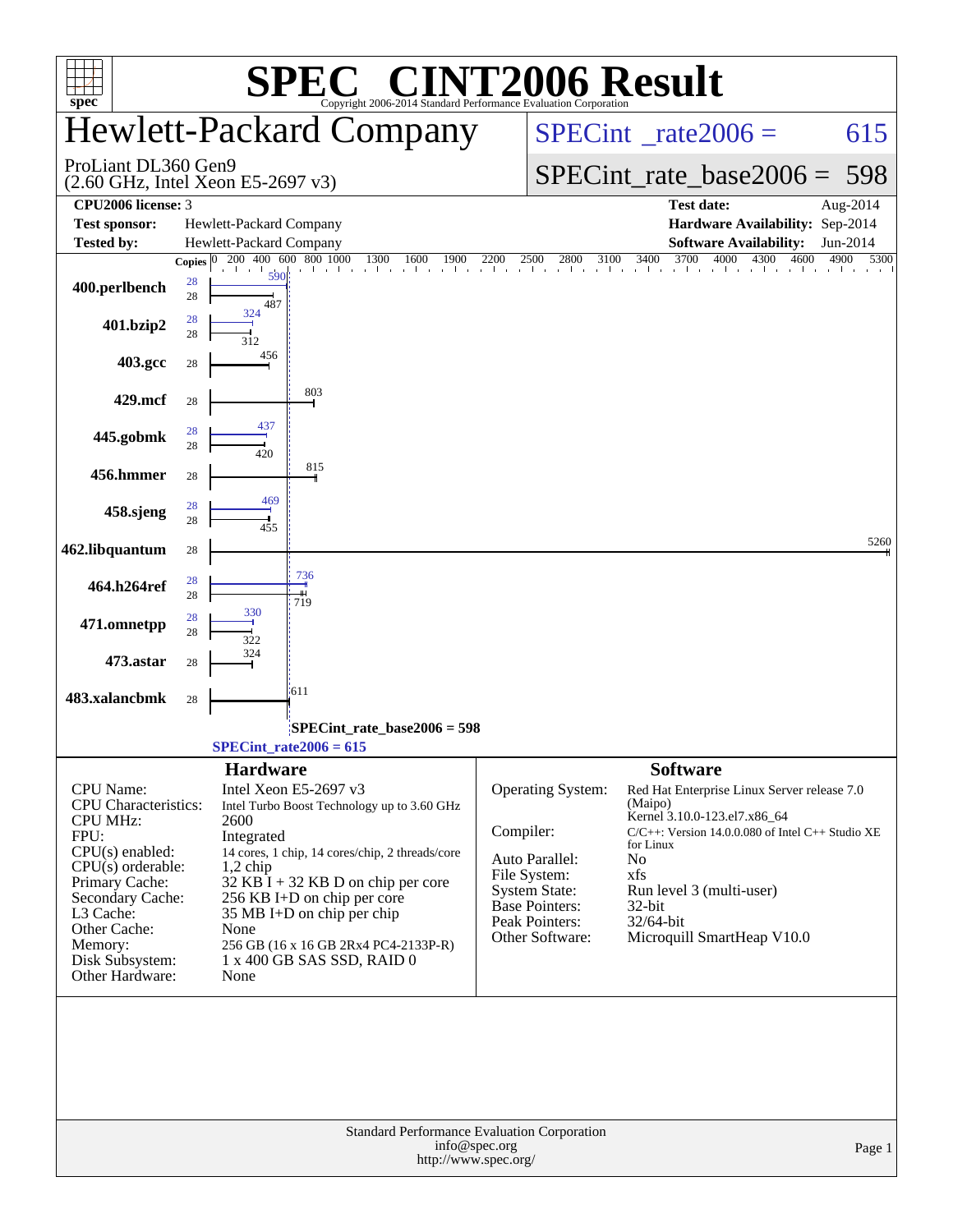# SPEC® CINT2006 Result

Copyright 2006-2014 Standard Performance Evaluation Corporation

## Hewlett-Packard Company

ProLiant DL360 Gen9
(2.60 GHz, Intel Xeon E5-2697 v3)

SPECint_rate2006 = 615

SPECint_rate_base2006 = 598

| | | | |
|---|---|---|---|
| **CPU2006 license:** 3 | | **Test date:** | Aug-2014 |
| **Test sponsor:** | Hewlett-Packard Company | **Hardware Availability:** | Sep-2014 |
| **Tested by:** | Hewlett-Packard Company | **Software Availability:** | Jun-2014 |

| Benchmark | Copies | Peak | Base |
|---|---|---|---|
| 400.perlbench | 28 / 28 | 590 | 487 |
| 401.bzip2 | 28 / 28 | 324 | 312 |
| 403.gcc | 28 | | 456 |
| 429.mcf | 28 | | 803 |
| 445.gobmk | 28 / 28 | 437 | 420 |
| 456.hmmer | 28 | | 815 |
| 458.sjeng | 28 / 28 | 469 | 455 |
| 462.libquantum | 28 | | 5260 |
| 464.h264ref | 28 / 28 | 736 | 719 |
| 471.omnetpp | 28 / 28 | 330 | 322 |
| 473.astar | 28 | | 324 |
| 483.xalancbmk | 28 | | 611 |

SPECint_rate_base2006 = 598

SPECint_rate2006 = 615

### Hardware

| | |
|---|---|
| CPU Name: | Intel Xeon E5-2697 v3 |
| CPU Characteristics: | Intel Turbo Boost Technology up to 3.60 GHz |
| CPU MHz: | 2600 |
| FPU: | Integrated |
| CPU(s) enabled: | 14 cores, 1 chip, 14 cores/chip, 2 threads/core |
| CPU(s) orderable: | 1,2 chip |
| Primary Cache: | 32 KB I + 32 KB D on chip per core |
| Secondary Cache: | 256 KB I+D on chip per core |
| L3 Cache: | 35 MB I+D on chip per chip |
| Other Cache: | None |
| Memory: | 256 GB (16 x 16 GB 2Rx4 PC4-2133P-R) |
| Disk Subsystem: | 1 x 400 GB SAS SSD, RAID 0 |
| Other Hardware: | None |

### Software

| | |
|---|---|
| Operating System: | Red Hat Enterprise Linux Server release 7.0 (Maipo) Kernel 3.10.0-123.el7.x86_64 |
| Compiler: | C/C++: Version 14.0.0.080 of Intel C++ Studio XE for Linux |
| Auto Parallel: | No |
| File System: | xfs |
| System State: | Run level 3 (multi-user) |
| Base Pointers: | 32-bit |
| Peak Pointers: | 32/64-bit |
| Other Software: | Microquill SmartHeap V10.0 |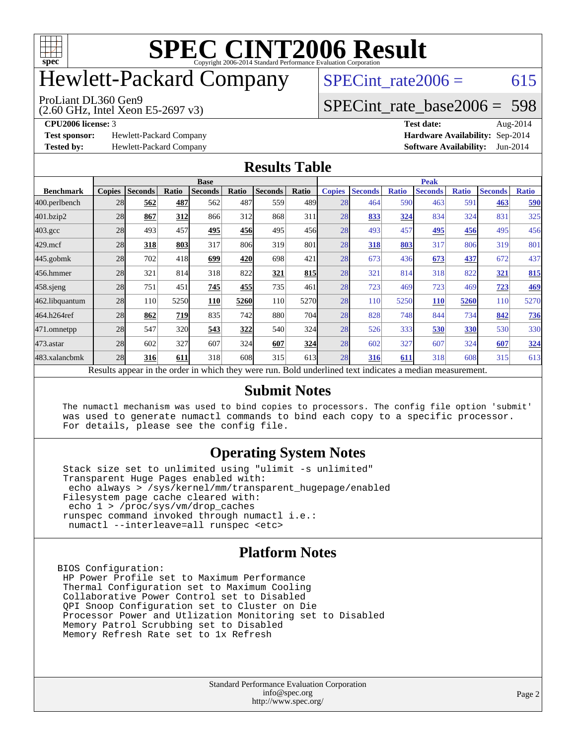# SPEC CINT2006 Result

Copyright 2006-2014 Standard Performance Evaluation Corporation

# Hewlett-Packard Company

ProLiant DL360 Gen9
(2.60 GHz, Intel Xeon E5-2697 v3)

SPECint_rate2006 = 615

SPECint_rate_base2006 = 598

**CPU2006 license:** 3
**Test sponsor:** Hewlett-Packard Company
**Tested by:** Hewlett-Packard Company

**Test date:** Aug-2014
**Hardware Availability:** Sep-2014
**Software Availability:** Jun-2014

## Results Table

| Benchmark | Base | | | | | | | Peak | | | | | | |
|---|---|---|---|---|---|---|---|---|---|---|---|---|---|---|
| | Copies | Seconds | Ratio | Seconds | Ratio | Seconds | Ratio | Copies | Seconds | Ratio | Seconds | Ratio | Seconds | Ratio |
| 400.perlbench | 28 | **562** | **487** | 562 | 487 | 559 | 489 | 28 | 464 | 590 | 463 | 591 | **463** | **590** |
| 401.bzip2 | 28 | **867** | **312** | 866 | 312 | 868 | 311 | 28 | **833** | **324** | 834 | 324 | 831 | 325 |
| 403.gcc | 28 | 493 | 457 | **495** | **456** | 495 | 456 | 28 | 493 | 457 | **495** | **456** | 495 | 456 |
| 429.mcf | 28 | **318** | **803** | 317 | 806 | 319 | 801 | 28 | **318** | **803** | 317 | 806 | 319 | 801 |
| 445.gobmk | 28 | 702 | 418 | **699** | **420** | 698 | 421 | 28 | 673 | 436 | **673** | **437** | 672 | 437 |
| 456.hmmer | 28 | 321 | 814 | 318 | 822 | **321** | **815** | 28 | 321 | 814 | 318 | 822 | **321** | **815** |
| 458.sjeng | 28 | 751 | 451 | **745** | **455** | 735 | 461 | 28 | 723 | 469 | 723 | 469 | **723** | **469** |
| 462.libquantum | 28 | 110 | 5250 | **110** | **5260** | 110 | 5270 | 28 | 110 | 5250 | **110** | **5260** | 110 | 5270 |
| 464.h264ref | 28 | **862** | **719** | 835 | 742 | 880 | 704 | 28 | 828 | 748 | 844 | 734 | **842** | **736** |
| 471.omnetpp | 28 | 547 | 320 | **543** | **322** | 540 | 324 | 28 | 526 | 333 | **530** | **330** | 530 | 330 |
| 473.astar | 28 | 602 | 327 | 607 | 324 | **607** | **324** | 28 | 602 | 327 | 607 | 324 | **607** | **324** |
| 483.xalancbmk | 28 | **316** | **611** | 318 | 608 | 315 | 613 | 28 | **316** | **611** | 318 | 608 | 315 | 613 |

Results appear in the order in which they were run. Bold underlined text indicates a median measurement.

## Submit Notes

```
The numactl mechanism was used to bind copies to processors. The config file option 'submit'
was used to generate numactl commands to bind each copy to a specific processor.
For details, please see the config file.
```

## Operating System Notes

```
Stack size set to unlimited using "ulimit -s unlimited"
Transparent Huge Pages enabled with:
 echo always > /sys/kernel/mm/transparent_hugepage/enabled
Filesystem page cache cleared with:
 echo 1 > /proc/sys/vm/drop_caches
runspec command invoked through numactl i.e.:
 numactl --interleave=all runspec <etc>
```

## Platform Notes

```
BIOS Configuration:
 HP Power Profile set to Maximum Performance
 Thermal Configuration set to Maximum Cooling
 Collaborative Power Control set to Disabled
 QPI Snoop Configuration set to Cluster on Die
 Processor Power and Utlization Monitoring set to Disabled
 Memory Patrol Scrubbing set to Disabled
 Memory Refresh Rate set to 1x Refresh
```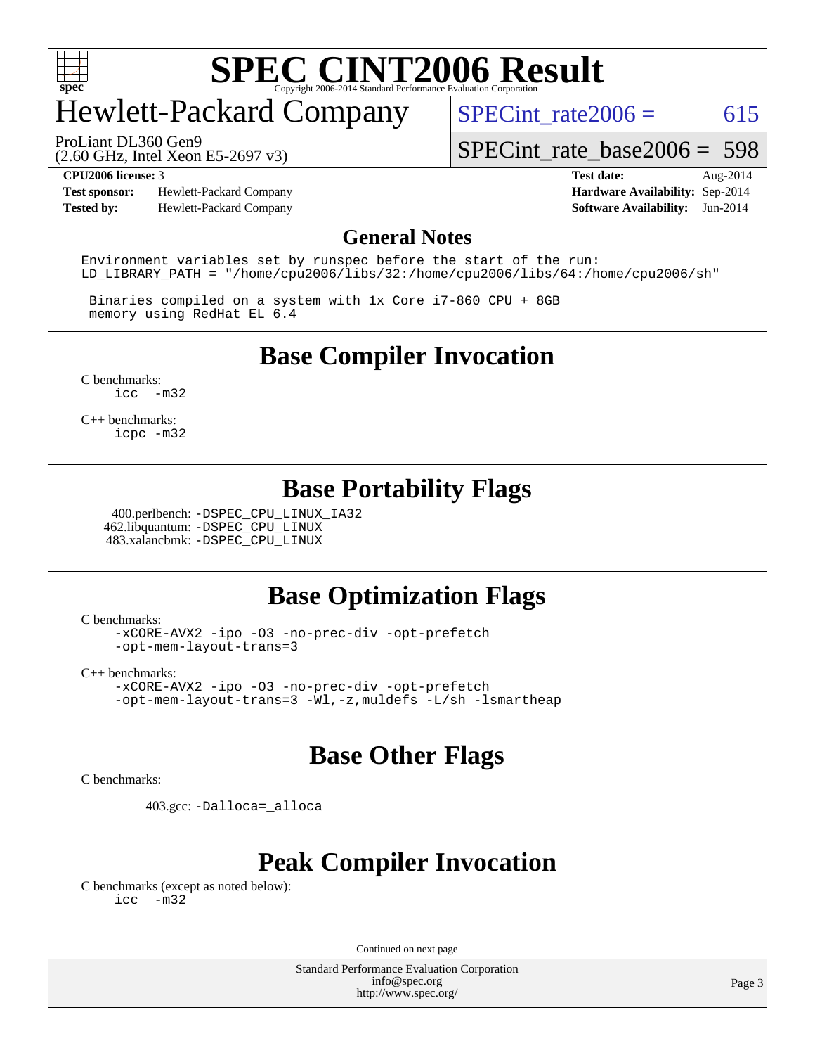# SPEC CINT2006 Result

Copyright 2006-2014 Standard Performance Evaluation Corporation

## Hewlett-Packard Company

ProLiant DL360 Gen9
(2.60 GHz, Intel Xeon E5-2697 v3)

SPECint_rate2006 = 615

SPECint_rate_base2006 = 598

| | | | |
|---|---|---|---|
| **CPU2006 license:** 3 | | **Test date:** | Aug-2014 |
| **Test sponsor:** | Hewlett-Packard Company | **Hardware Availability:** | Sep-2014 |
| **Tested by:** | Hewlett-Packard Company | **Software Availability:** | Jun-2014 |

## General Notes

```
Environment variables set by runspec before the start of the run:
LD_LIBRARY_PATH = "/home/cpu2006/libs/32:/home/cpu2006/libs/64:/home/cpu2006/sh"

 Binaries compiled on a system with 1x Core i7-860 CPU + 8GB
 memory using RedHat EL 6.4
```

## Base Compiler Invocation

C benchmarks:
```
icc  -m32
```

C++ benchmarks:
```
icpc -m32
```

## Base Portability Flags

400.perlbench: -DSPEC_CPU_LINUX_IA32
462.libquantum: -DSPEC_CPU_LINUX
483.xalancbmk: -DSPEC_CPU_LINUX

## Base Optimization Flags

C benchmarks:
```
-xCORE-AVX2 -ipo -O3 -no-prec-div -opt-prefetch
-opt-mem-layout-trans=3
```

C++ benchmarks:
```
-xCORE-AVX2 -ipo -O3 -no-prec-div -opt-prefetch
-opt-mem-layout-trans=3 -Wl,-z,muldefs -L/sh -lsmartheap
```

## Base Other Flags

C benchmarks:

403.gcc: -Dalloca=_alloca

## Peak Compiler Invocation

C benchmarks (except as noted below):
```
icc  -m32
```

Continued on next page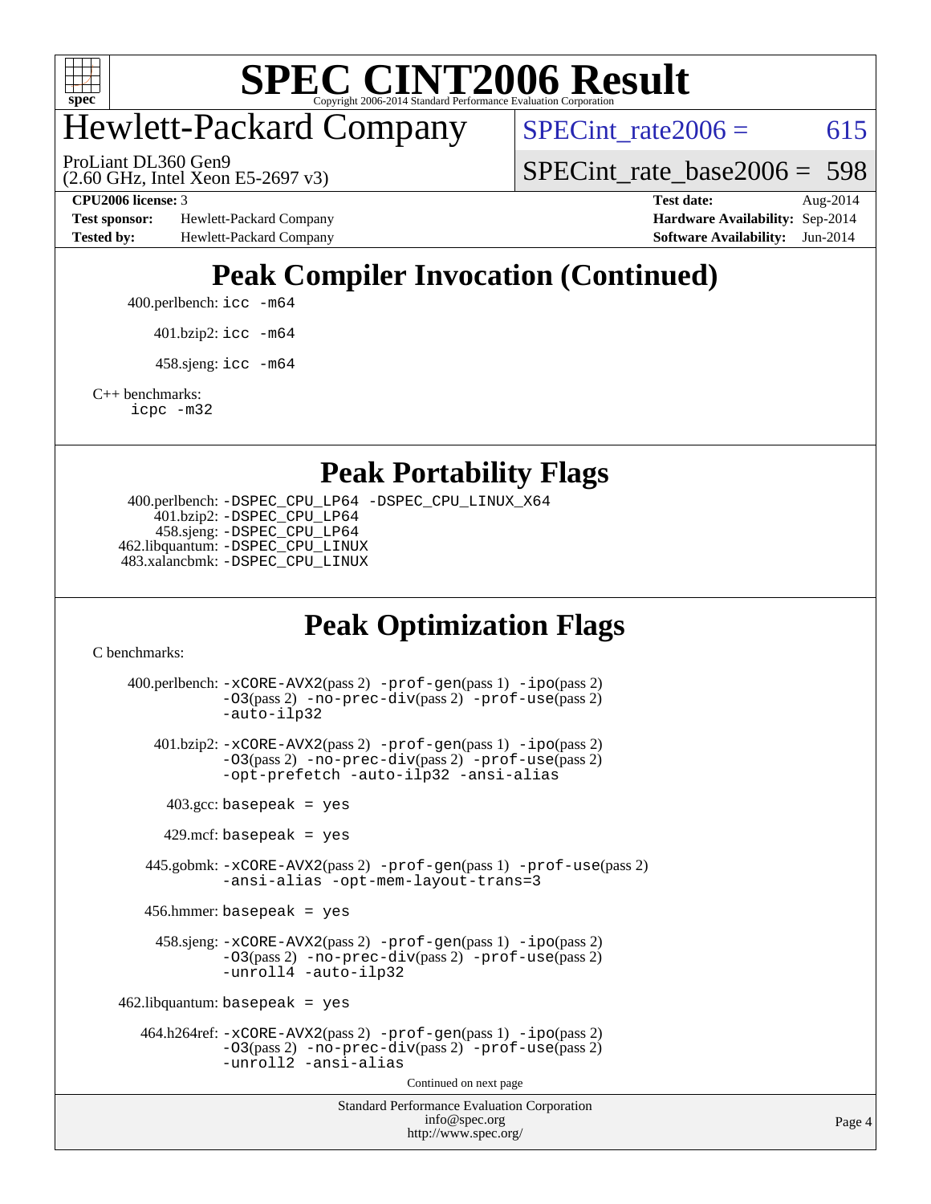# SPEC CINT2006 Result

## Hewlett-Packard Company

ProLiant DL360 Gen9
(2.60 GHz, Intel Xeon E5-2697 v3)

SPECint_rate2006 = 615

SPECint_rate_base2006 = 598

| | | | |
|---|---|---|---|
| **CPU2006 license:** 3 | | **Test date:** | Aug-2014 |
| **Test sponsor:** | Hewlett-Packard Company | **Hardware Availability:** | Sep-2014 |
| **Tested by:** | Hewlett-Packard Company | **Software Availability:** | Jun-2014 |

## Peak Compiler Invocation (Continued)

400.perlbench: `icc -m64`

401.bzip2: `icc -m64`

458.sjeng: `icc -m64`

C++ benchmarks:
`icpc -m32`

## Peak Portability Flags

400.perlbench: `-DSPEC_CPU_LP64 -DSPEC_CPU_LINUX_X64`
401.bzip2: `-DSPEC_CPU_LP64`
458.sjeng: `-DSPEC_CPU_LP64`
462.libquantum: `-DSPEC_CPU_LINUX`
483.xalancbmk: `-DSPEC_CPU_LINUX`

## Peak Optimization Flags

C benchmarks:

400.perlbench: `-xCORE-AVX2`(pass 2) `-prof-gen`(pass 1) `-ipo`(pass 2) `-O3`(pass 2) `-no-prec-div`(pass 2) `-prof-use`(pass 2) `-auto-ilp32`

401.bzip2: `-xCORE-AVX2`(pass 2) `-prof-gen`(pass 1) `-ipo`(pass 2) `-O3`(pass 2) `-no-prec-div`(pass 2) `-prof-use`(pass 2) `-opt-prefetch -auto-ilp32 -ansi-alias`

403.gcc: `basepeak = yes`

429.mcf: `basepeak = yes`

445.gobmk: `-xCORE-AVX2`(pass 2) `-prof-gen`(pass 1) `-prof-use`(pass 2) `-ansi-alias -opt-mem-layout-trans=3`

456.hmmer: `basepeak = yes`

458.sjeng: `-xCORE-AVX2`(pass 2) `-prof-gen`(pass 1) `-ipo`(pass 2) `-O3`(pass 2) `-no-prec-div`(pass 2) `-prof-use`(pass 2) `-unroll4 -auto-ilp32`

462.libquantum: `basepeak = yes`

464.h264ref: `-xCORE-AVX2`(pass 2) `-prof-gen`(pass 1) `-ipo`(pass 2) `-O3`(pass 2) `-no-prec-div`(pass 2) `-prof-use`(pass 2) `-unroll2 -ansi-alias`

Continued on next page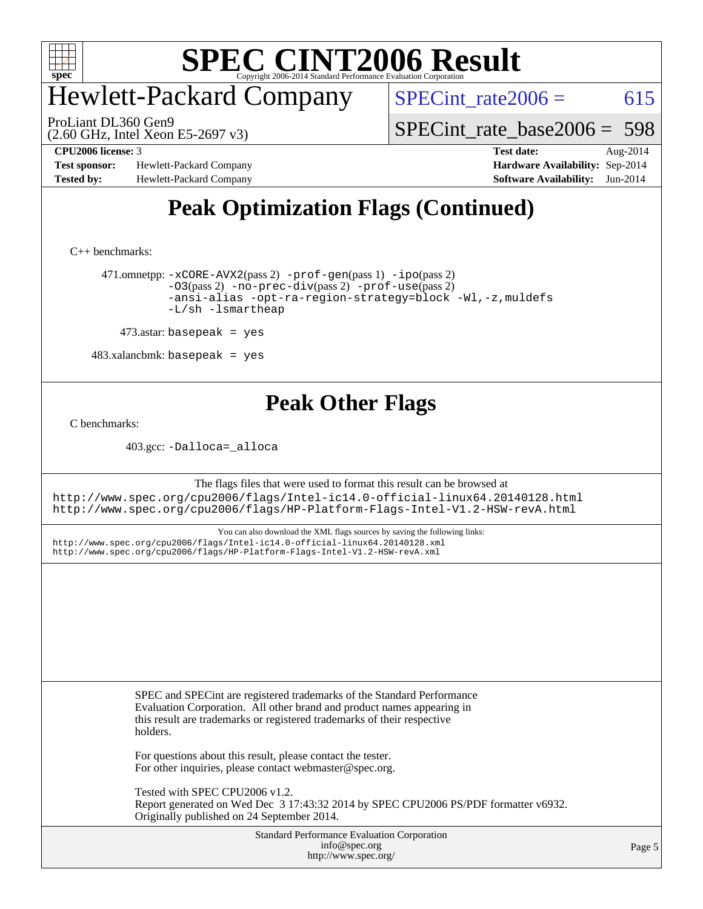# Peak Optimization Flags (Continued)

C++ benchmarks:

471.omnetpp: -xCORE-AVX2(pass 2) -prof-gen(pass 1) -ipo(pass 2) -O3(pass 2) -no-prec-div(pass 2) -prof-use(pass 2) -ansi-alias -opt-ra-region-strategy=block -Wl,-z,muldefs -L/sh -lsmartheap

473.astar: basepeak = yes

483.xalancbmk: basepeak = yes

# Peak Other Flags

C benchmarks:

403.gcc: -Dalloca=_alloca

The flags files that were used to format this result can be browsed at
http://www.spec.org/cpu2006/flags/Intel-ic14.0-official-linux64.20140128.html
http://www.spec.org/cpu2006/flags/HP-Platform-Flags-Intel-V1.2-HSW-revA.html

You can also download the XML flags sources by saving the following links:
http://www.spec.org/cpu2006/flags/Intel-ic14.0-official-linux64.20140128.xml
http://www.spec.org/cpu2006/flags/HP-Platform-Flags-Intel-V1.2-HSW-revA.xml

SPEC and SPECint are registered trademarks of the Standard Performance Evaluation Corporation. All other brand and product names appearing in this result are trademarks or registered trademarks of their respective holders.

For questions about this result, please contact the tester.
For other inquiries, please contact webmaster@spec.org.

Tested with SPEC CPU2006 v1.2.
Report generated on Wed Dec 3 17:43:32 2014 by SPEC CPU2006 PS/PDF formatter v6932.
Originally published on 24 September 2014.